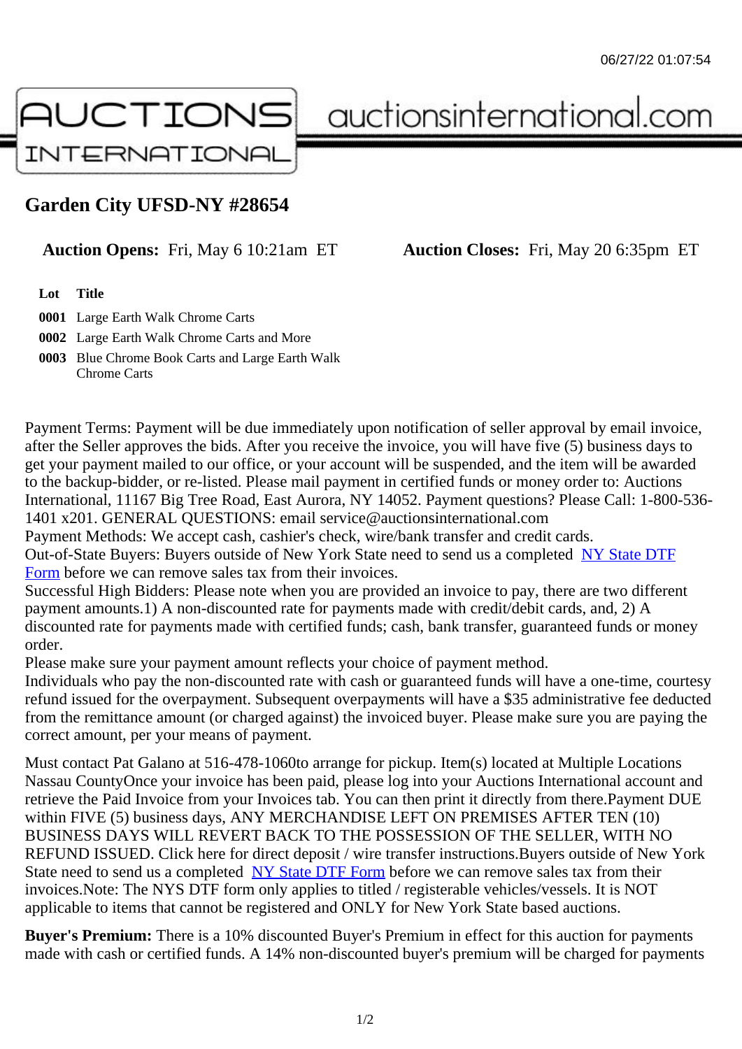06/27/22 01:07:54

AUCTIONS INTERNATIONAL auctionsinternational.com

# Garden City UFSD-NY #28654

**Auction Opens:** Fri, May 6 10:21am ET **Auction Closes:** Fri, May 20 6:35pm ET

| Lot | Title |
|---|---|
| 0001 | Large Earth Walk Chrome Carts |
| 0002 | Large Earth Walk Chrome Carts and More |
| 0003 | Blue Chrome Book Carts and Large Earth Walk Chrome Carts |

Payment Terms: Payment will be due immediately upon notification of seller approval by email invoice, after the Seller approves the bids. After you receive the invoice, you will have five (5) business days to get your payment mailed to our office, or your account will be suspended, and the item will be awarded to the backup-bidder, or re-listed. Please mail payment in certified funds or money order to: Auctions International, 11167 Big Tree Road, East Aurora, NY 14052. Payment questions? Please Call: 1-800-536-1401 x201. GENERAL QUESTIONS: email service@auctionsinternational.com
Payment Methods: We accept cash, cashier's check, wire/bank transfer and credit cards.
Out-of-State Buyers: Buyers outside of New York State need to send us a completed NY State DTF Form before we can remove sales tax from their invoices.
Successful High Bidders: Please note when you are provided an invoice to pay, there are two different payment amounts.1) A non-discounted rate for payments made with credit/debit cards, and, 2) A discounted rate for payments made with certified funds; cash, bank transfer, guaranteed funds or money order.
Please make sure your payment amount reflects your choice of payment method.
Individuals who pay the non-discounted rate with cash or guaranteed funds will have a one-time, courtesy refund issued for the overpayment. Subsequent overpayments will have a $35 administrative fee deducted from the remittance amount (or charged against) the invoiced buyer. Please make sure you are paying the correct amount, per your means of payment.

Must contact Pat Galano at 516-478-1060to arrange for pickup. Item(s) located at Multiple Locations Nassau CountyOnce your invoice has been paid, please log into your Auctions International account and retrieve the Paid Invoice from your Invoices tab. You can then print it directly from there.Payment DUE within FIVE (5) business days, ANY MERCHANDISE LEFT ON PREMISES AFTER TEN (10) BUSINESS DAYS WILL REVERT BACK TO THE POSSESSION OF THE SELLER, WITH NO REFUND ISSUED. Click here for direct deposit / wire transfer instructions.Buyers outside of New York State need to send us a completed NY State DTF Form before we can remove sales tax from their invoices.Note: The NYS DTF form only applies to titled / registerable vehicles/vessels. It is NOT applicable to items that cannot be registered and ONLY for New York State based auctions.

**Buyer's Premium:** There is a 10% discounted Buyer's Premium in effect for this auction for payments made with cash or certified funds. A 14% non-discounted buyer's premium will be charged for payments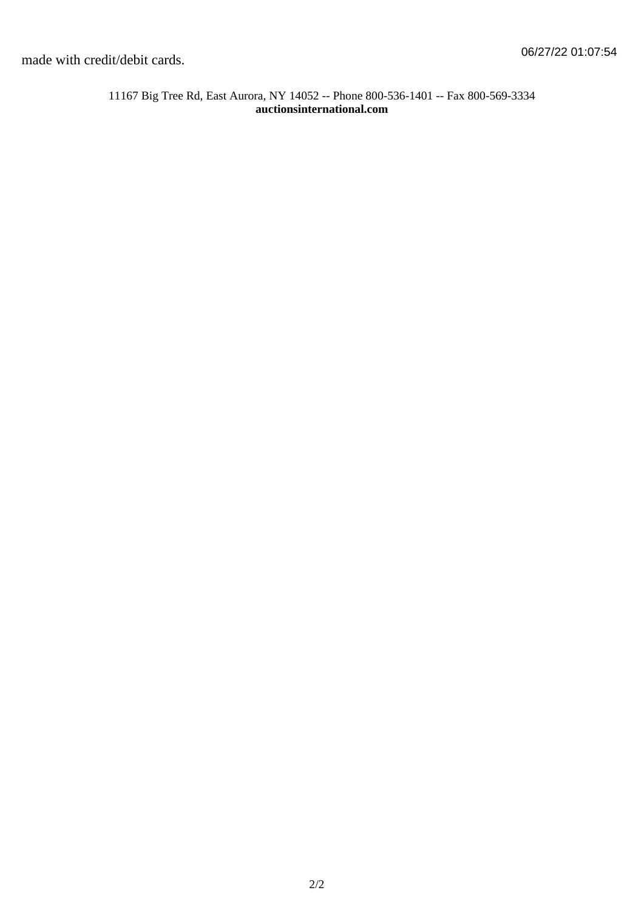made with credit/debit cards.

11167 Big Tree Rd, East Aurora, NY 14052 -- Phone 800-536-1401 -- Fax 800-569-3334
**auctionsinternational.com**